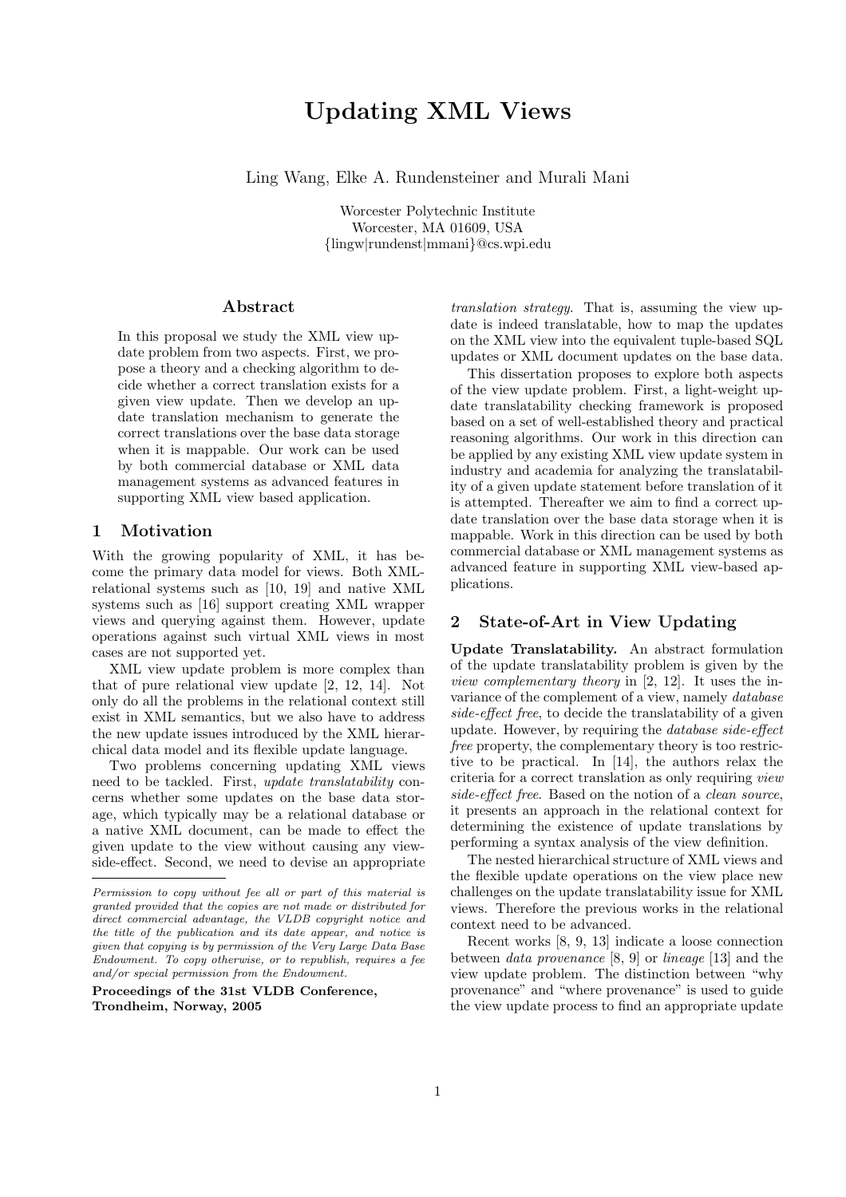# Updating XML Views

Ling Wang, Elke A. Rundensteiner and Murali Mani

Worcester Polytechnic Institute
Worcester, MA 01609, USA
{lingw|rundenst|mmani}@cs.wpi.edu

## Abstract

In this proposal we study the XML view update problem from two aspects. First, we propose a theory and a checking algorithm to decide whether a correct translation exists for a given view update. Then we develop an update translation mechanism to generate the correct translations over the base data storage when it is mappable. Our work can be used by both commercial database or XML data management systems as advanced features in supporting XML view based application.

## 1 Motivation

With the growing popularity of XML, it has become the primary data model for views. Both XML-relational systems such as [10, 19] and native XML systems such as [16] support creating XML wrapper views and querying against them. However, update operations against such virtual XML views in most cases are not supported yet.

XML view update problem is more complex than that of pure relational view update [2, 12, 14]. Not only do all the problems in the relational context still exist in XML semantics, but we also have to address the new update issues introduced by the XML hierarchical data model and its flexible update language.

Two problems concerning updating XML views need to be tackled. First, *update translatability* concerns whether some updates on the base data storage, which typically may be a relational database or a native XML document, can be made to effect the given update to the view without causing any view-side-effect. Second, we need to devise an appropriate *translation strategy*. That is, assuming the view update is indeed translatable, how to map the updates on the XML view into the equivalent tuple-based SQL updates or XML document updates on the base data.

This dissertation proposes to explore both aspects of the view update problem. First, a light-weight update translatability checking framework is proposed based on a set of well-established theory and practical reasoning algorithms. Our work in this direction can be applied by any existing XML view update system in industry and academia for analyzing the translatability of a given update statement before translation of it is attempted. Thereafter we aim to find a correct update translation over the base data storage when it is mappable. Work in this direction can be used by both commercial database or XML management systems as advanced feature in supporting XML view-based applications.

*Permission to copy without fee all or part of this material is granted provided that the copies are not made or distributed for direct commercial advantage, the VLDB copyright notice and the title of the publication and its date appear, and notice is given that copying is by permission of the Very Large Data Base Endowment. To copy otherwise, or to republish, requires a fee and/or special permission from the Endowment.*

**Proceedings of the 31st VLDB Conference, Trondheim, Norway, 2005**

## 2 State-of-Art in View Updating

**Update Translatability.** An abstract formulation of the update translatability problem is given by the *view complementary theory* in [2, 12]. It uses the invariance of the complement of a view, namely *database side-effect free*, to decide the translatability of a given update. However, by requiring the *database side-effect free* property, the complementary theory is too restrictive to be practical. In [14], the authors relax the criteria for a correct translation as only requiring *view side-effect free*. Based on the notion of a *clean source*, it presents an approach in the relational context for determining the existence of update translations by performing a syntax analysis of the view definition.

The nested hierarchical structure of XML views and the flexible update operations on the view place new challenges on the update translatability issue for XML views. Therefore the previous works in the relational context need to be advanced.

Recent works [8, 9, 13] indicate a loose connection between *data provenance* [8, 9] or *lineage* [13] and the view update problem. The distinction between "why provenance" and "where provenance" is used to guide the view update process to find an appropriate update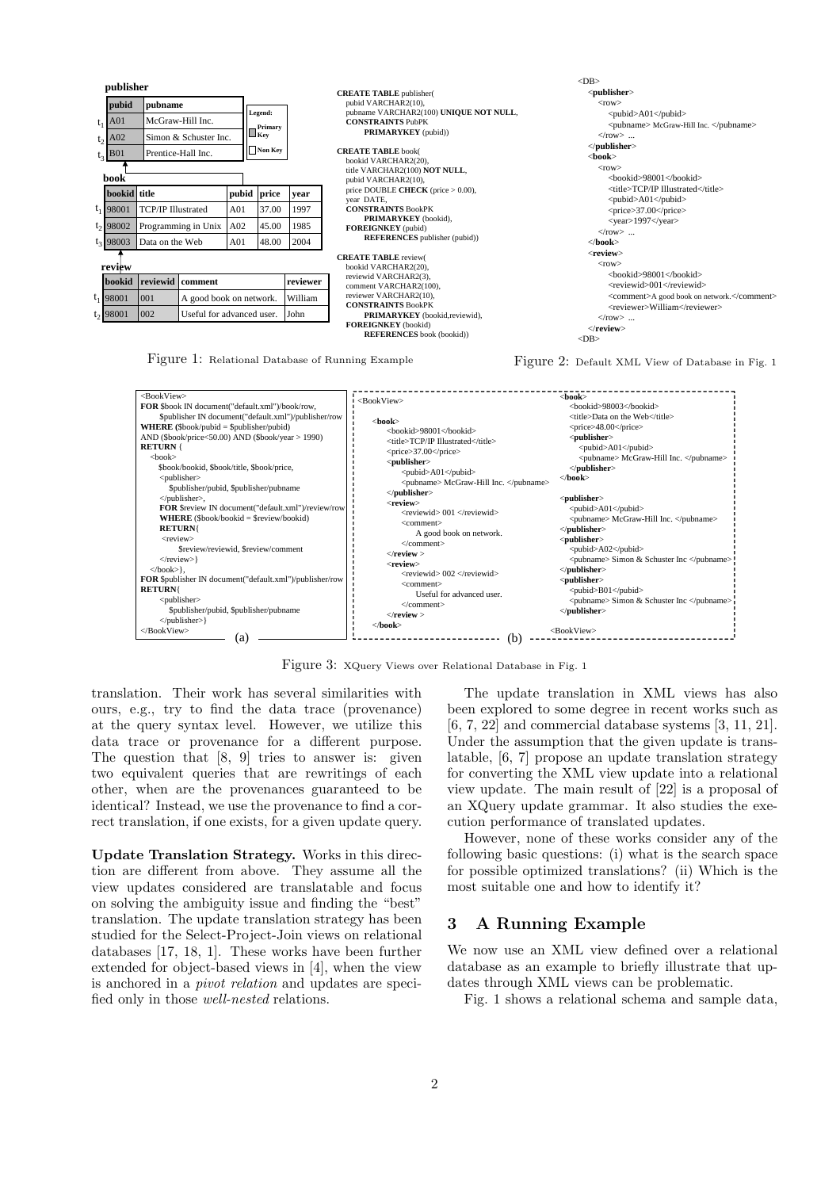**publisher**

| | pubid | pubname |
|---|---|---|
| $t_1$ | A01 | McGraw-Hill Inc. |
| $t_2$ | A02 | Simon & Schuster Inc. |
| $t_3$ | B01 | Prentice-Hall Inc. |

Legend: Primary Key / Non Key

**book**

| | bookid | title | pubid | price | year |
|---|---|---|---|---|---|
| $t_1$ | 98001 | TCP/IP Illustrated | A01 | 37.00 | 1997 |
| $t_2$ | 98002 | Programming in Unix | A02 | 45.00 | 1985 |
| $t_3$ | 98003 | Data on the Web | A01 | 48.00 | 2004 |

**review**

| | bookid | reviewid | comment | reviewer |
|---|---|---|---|---|
| $t_1$ | 98001 | 001 | A good book on network. | William |
| $t_2$ | 98001 | 002 | Useful for advanced user. | John |

```
CREATE TABLE publisher(
  pubid VARCHAR2(10),
  pubname VARCHAR2(100) UNIQUE NOT NULL,
  CONSTRAINTS PubPK
    PRIMARYKEY (pubid))

CREATE TABLE book(
  bookid VARCHAR2(20),
  title VARCHAR2(100) NOT NULL,
  pubid VARCHAR2(10),
  price DOUBLE CHECK (price > 0.00),
  year DATE,
  CONSTRAINTS BookPK
    PRIMARYKEY (bookid),
  FOREIGNKEY (pubid)
    REFERENCES publisher (pubid))

CREATE TABLE review(
  bookid VARCHAR2(20),
  reviewid VARCHAR2(3),
  comment VARCHAR2(100),
  reviewer VARCHAR2(10),
  CONSTRAINTS BookPK
    PRIMARYKEY (bookid,reviewid),
  FOREIGNKEY (bookid)
    REFERENCES book (bookid))
```

Figure 1: Relational Database of Running Example

```
<DB>
  <publisher>
    <row>
      <pubid>A01</pubid>
      <pubname> McGraw-Hill Inc. </pubname>
    </row> ...
  </publisher>
  <book>
    <row>
      <bookid>98001</bookid>
      <title>TCP/IP Illustrated</title>
      <pubid>A01</pubid>
      <price>37.00</price>
      <year>1997</year>
    </row> ...
  </book>
  <review>
    <row>
      <bookid>98001</bookid>
      <reviewid>001</reviewid>
      <comment>A good book on network.</comment>
      <reviewer>William</reviewer>
    </row> ...
  </review>
<DB>
```

Figure 2: Default XML View of Database in Fig. 1

```
<BookView>
FOR $book IN document("default.xml")/book/row,
    $publisher IN document("default.xml")/publisher/row
WHERE ($book/pubid = $publisher/pubid)
AND ($book/price<50.00) AND ($book/year > 1990)
RETURN {
  <book>
    $book/bookid, $book/title, $book/price,
    <publisher>
      $publisher/pubid, $publisher/pubname
    </publisher>,
    FOR $review IN document("default.xml")/review/row
    WHERE ($book/bookid = $review/bookid)
    RETURN{
      <review>
        $review/reviewid, $review/comment
      </review>}
  </book>},
FOR $publisher IN document("default.xml")/publisher/row
RETURN{
  <publisher>
    $publisher/pubid, $publisher/pubname
  </publisher>}
</BookView>
```

(a)

```
<BookView>
  <book>
    <bookid>98001</bookid>
    <title>TCP/IP Illustrated</title>
    <price>37.00</price>
    <publisher>
      <pubid>A01</pubid>
      <pubname> McGraw-Hill Inc. </pubname>
    </publisher>
    <review>
      <reviewid> 001 </reviewid>
      <comment>
        A good book on network.
      </comment>
    </review >
    <review>
      <reviewid> 002 </reviewid>
      <comment>
        Useful for advanced user.
      </comment>
    </review >
  </book>
  <book>
    <bookid>98003</bookid>
    <title>Data on the Web</title>
    <price>48.00</price>
    <publisher>
      <pubid>A01</pubid>
      <pubname> McGraw-Hill Inc. </pubname>
    </publisher>
  </book>
  <publisher>
    <pubid>A01</pubid>
    <pubname> McGraw-Hill Inc. </pubname>
  </publisher>
  <publisher>
    <pubid>A02</pubid>
    <pubname> Simon & Schuster Inc </pubname>
  </publisher>
  <publisher>
    <pubid>B01</pubid>
    <pubname> Simon & Schuster Inc </pubname>
  </publisher>
<BookView>
```

(b)

Figure 3: XQuery Views over Relational Database in Fig. 1

translation. Their work has several similarities with ours, e.g., try to find the data trace (provenance) at the query syntax level. However, we utilize this data trace or provenance for a different purpose. The question that [8, 9] tries to answer is: given two equivalent queries that are rewritings of each other, when are the provenances guaranteed to be identical? Instead, we use the provenance to find a correct translation, if one exists, for a given update query.

**Update Translation Strategy.** Works in this direction are different from above. They assume all the view updates considered are translatable and focus on solving the ambiguity issue and finding the "best" translation. The update translation strategy has been studied for the Select-Project-Join views on relational databases [17, 18, 1]. These works have been further extended for object-based views in [4], when the view is anchored in a *pivot relation* and updates are specified only in those *well-nested* relations.

The update translation in XML views has also been explored to some degree in recent works such as [6, 7, 22] and commercial database systems [3, 11, 21]. Under the assumption that the given update is translatable, [6, 7] propose an update translation strategy for converting the XML view update into a relational view update. The main result of [22] is a proposal of an XQuery update grammar. It also studies the execution performance of translated updates.

However, none of these works consider any of the following basic questions: (i) what is the search space for possible optimized translations? (ii) Which is the most suitable one and how to identify it?

## 3 A Running Example

We now use an XML view defined over a relational database as an example to briefly illustrate that updates through XML views can be problematic.

Fig. 1 shows a relational schema and sample data,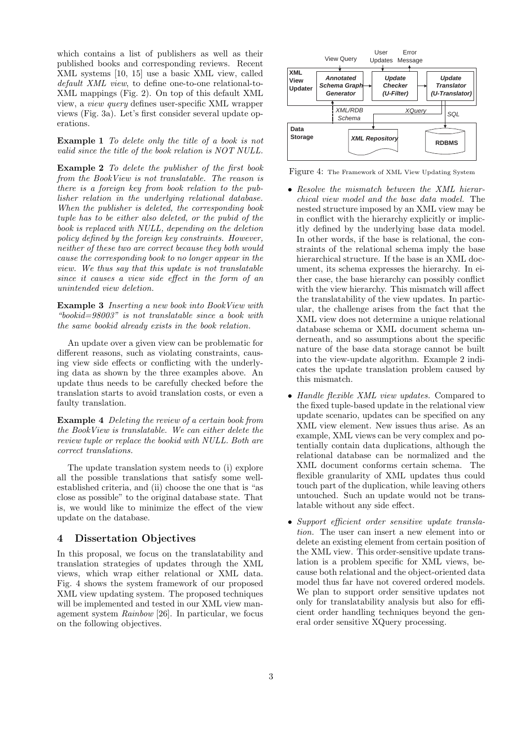which contains a list of publishers as well as their published books and corresponding reviews. Recent XML systems [10, 15] use a basic XML view, called *default XML view*, to define one-to-one relational-to-XML mappings (Fig. 2). On top of this default XML view, a *view query* defines user-specific XML wrapper views (Fig. 3a). Let's first consider several update operations.

**Example 1** *To delete only the title of a book is not valid since the title of the book relation is NOT NULL.*

**Example 2** *To delete the publisher of the first book from the BookView is not translatable. The reason is there is a foreign key from book relation to the publisher relation in the underlying relational database. When the publisher is deleted, the corresponding book tuple has to be either also deleted, or the pubid of the book is replaced with NULL, depending on the deletion policy defined by the foreign key constraints. However, neither of these two are correct because they both would cause the corresponding book to no longer appear in the view. We thus say that this update is not translatable since it causes a view side effect in the form of an unintended view deletion.*

**Example 3** *Inserting a new book into BookView with "bookid=98003" is not translatable since a book with the same bookid already exists in the book relation.*

An update over a given view can be problematic for different reasons, such as violating constraints, causing view side effects or conflicting with the underlying data as shown by the three examples above. An update thus needs to be carefully checked before the translation starts to avoid translation costs, or even a faulty translation.

**Example 4** *Deleting the review of a certain book from the BookView is translatable. We can either delete the review tuple or replace the bookid with NULL. Both are correct translations.*

The update translation system needs to (i) explore all the possible translations that satisfy some well-established criteria, and (ii) choose the one that is "as close as possible" to the original database state. That is, we would like to minimize the effect of the view update on the database.

## 4 Dissertation Objectives

In this proposal, we focus on the translatability and translation strategies of updates through the XML views, which wrap either relational or XML data. Fig. 4 shows the system framework of our proposed XML view updating system. The proposed techniques will be implemented and tested in our XML view management system *Rainbow* [26]. In particular, we focus on the following objectives.

Figure 4: The Framework of XML View Updating System

- *Resolve the mismatch between the XML hierarchical view model and the base data model.* The nested structure imposed by an XML view may be in conflict with the hierarchy explicitly or implicitly defined by the underlying base data model. In other words, if the base is relational, the constraints of the relational schema imply the base hierarchical structure. If the base is an XML document, its schema expresses the hierarchy. In either case, the base hierarchy can possibly conflict with the view hierarchy. This mismatch will affect the translatability of the view updates. In particular, the challenge arises from the fact that the XML view does not determine a unique relational database schema or XML document schema underneath, and so assumptions about the specific nature of the base data storage cannot be built into the view-update algorithm. Example 2 indicates the update translation problem caused by this mismatch.
- *Handle flexible XML view updates.* Compared to the fixed tuple-based update in the relational view update scenario, updates can be specified on any XML view element. New issues thus arise. As an example, XML views can be very complex and potentially contain data duplications, although the relational database can be normalized and the XML document conforms certain schema. The flexible granularity of XML updates thus could touch part of the duplication, while leaving others untouched. Such an update would not be translatable without any side effect.
- *Support efficient order sensitive update translation.* The user can insert a new element into or delete an existing element from certain position of the XML view. This order-sensitive update translation is a problem specific for XML views, because both relational and the object-oriented data model thus far have not covered ordered models. We plan to support order sensitive updates not only for translatability analysis but also for efficient order handling techniques beyond the general order sensitive XQuery processing.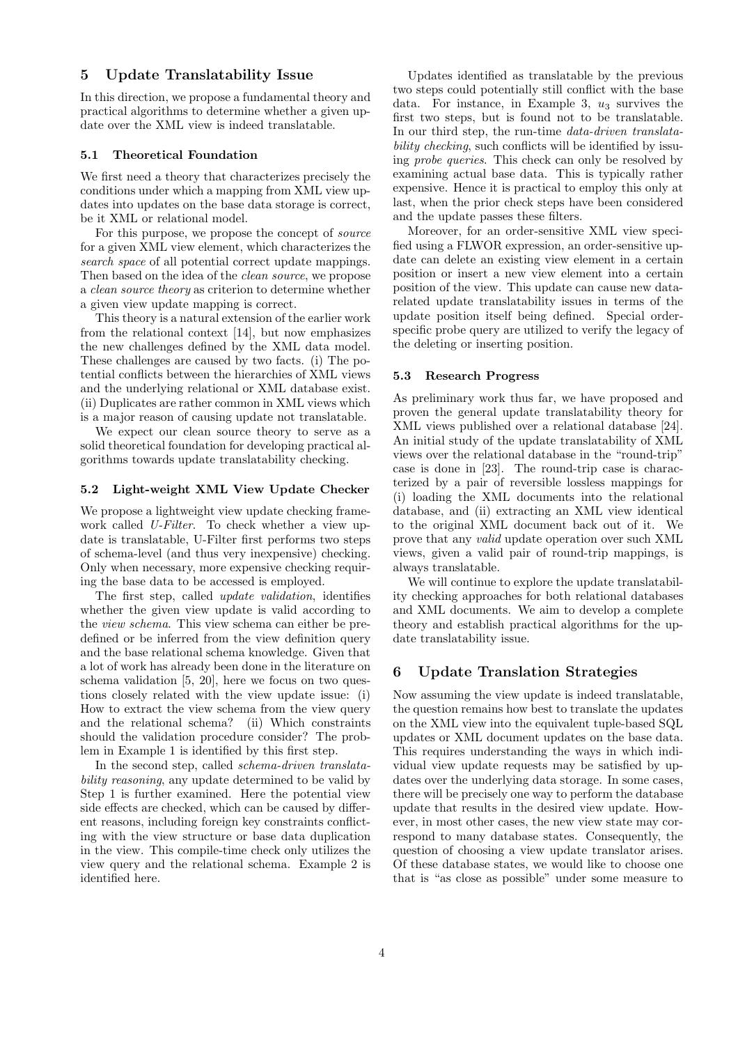## 5 Update Translatability Issue

In this direction, we propose a fundamental theory and practical algorithms to determine whether a given update over the XML view is indeed translatable.

### 5.1 Theoretical Foundation

We first need a theory that characterizes precisely the conditions under which a mapping from XML view updates into updates on the base data storage is correct, be it XML or relational model.

For this purpose, we propose the concept of *source* for a given XML view element, which characterizes the *search space* of all potential correct update mappings. Then based on the idea of the *clean source*, we propose a *clean source theory* as criterion to determine whether a given view update mapping is correct.

This theory is a natural extension of the earlier work from the relational context [14], but now emphasizes the new challenges defined by the XML data model. These challenges are caused by two facts. (i) The potential conflicts between the hierarchies of XML views and the underlying relational or XML database exist. (ii) Duplicates are rather common in XML views which is a major reason of causing update not translatable.

We expect our clean source theory to serve as a solid theoretical foundation for developing practical algorithms towards update translatability checking.

### 5.2 Light-weight XML View Update Checker

We propose a lightweight view update checking framework called *U-Filter*. To check whether a view update is translatable, U-Filter first performs two steps of schema-level (and thus very inexpensive) checking. Only when necessary, more expensive checking requiring the base data to be accessed is employed.

The first step, called *update validation*, identifies whether the given view update is valid according to the *view schema*. This view schema can either be predefined or be inferred from the view definition query and the base relational schema knowledge. Given that a lot of work has already been done in the literature on schema validation [5, 20], here we focus on two questions closely related with the view update issue: (i) How to extract the view schema from the view query and the relational schema? (ii) Which constraints should the validation procedure consider? The problem in Example 1 is identified by this first step.

In the second step, called *schema-driven translatability reasoning*, any update determined to be valid by Step 1 is further examined. Here the potential view side effects are checked, which can be caused by different reasons, including foreign key constraints conflicting with the view structure or base data duplication in the view. This compile-time check only utilizes the view query and the relational schema. Example 2 is identified here.

Updates identified as translatable by the previous two steps could potentially still conflict with the base data. For instance, in Example 3, $u_3$ survives the first two steps, but is found not to be translatable. In our third step, the run-time *data-driven translatability checking*, such conflicts will be identified by issuing *probe queries*. This check can only be resolved by examining actual base data. This is typically rather expensive. Hence it is practical to employ this only at last, when the prior check steps have been considered and the update passes these filters.

Moreover, for an order-sensitive XML view specified using a FLWOR expression, an order-sensitive update can delete an existing view element in a certain position or insert a new view element into a certain position of the view. This update can cause new data-related update translatability issues in terms of the update position itself being defined. Special order-specific probe query are utilized to verify the legacy of the deleting or inserting position.

### 5.3 Research Progress

As preliminary work thus far, we have proposed and proven the general update translatability theory for XML views published over a relational database [24]. An initial study of the update translatability of XML views over the relational database in the "round-trip" case is done in [23]. The round-trip case is characterized by a pair of reversible lossless mappings for (i) loading the XML documents into the relational database, and (ii) extracting an XML view identical to the original XML document back out of it. We prove that any *valid* update operation over such XML views, given a valid pair of round-trip mappings, is always translatable.

We will continue to explore the update translatability checking approaches for both relational databases and XML documents. We aim to develop a complete theory and establish practical algorithms for the update translatability issue.

## 6 Update Translation Strategies

Now assuming the view update is indeed translatable, the question remains how best to translate the updates on the XML view into the equivalent tuple-based SQL updates or XML document updates on the base data. This requires understanding the ways in which individual view update requests may be satisfied by updates over the underlying data storage. In some cases, there will be precisely one way to perform the database update that results in the desired view update. However, in most other cases, the new view state may correspond to many database states. Consequently, the question of choosing a view update translator arises. Of these database states, we would like to choose one that is "as close as possible" under some measure to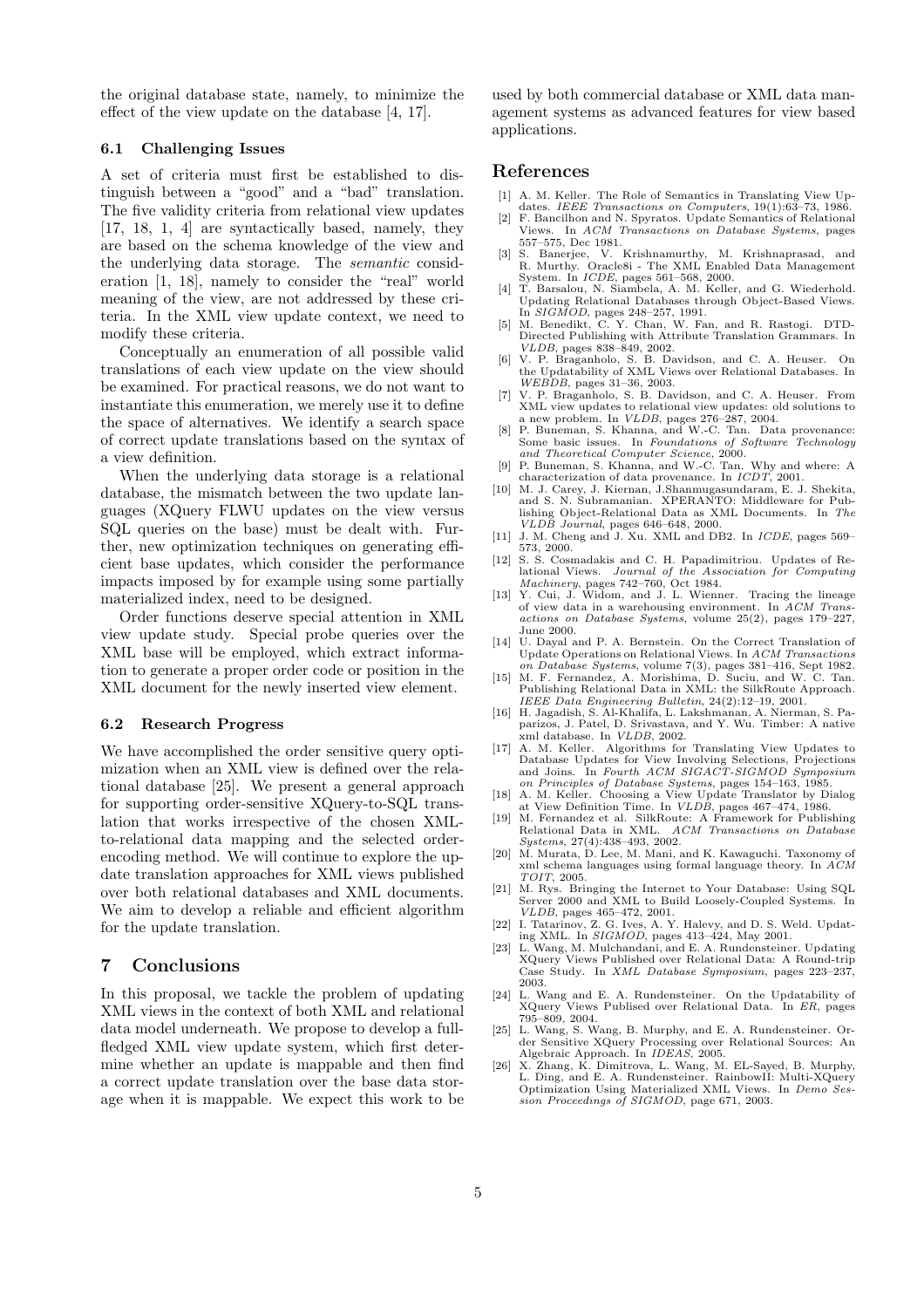the original database state, namely, to minimize the effect of the view update on the database [4, 17].

### 6.1 Challenging Issues

A set of criteria must first be established to distinguish between a "good" and a "bad" translation. The five validity criteria from relational view updates [17, 18, 1, 4] are syntactically based, namely, they are based on the schema knowledge of the view and the underlying data storage. The *semantic* consideration [1, 18], namely to consider the "real" world meaning of the view, are not addressed by these criteria. In the XML view update context, we need to modify these criteria.

Conceptually an enumeration of all possible valid translations of each view update on the view should be examined. For practical reasons, we do not want to instantiate this enumeration, we merely use it to define the space of alternatives. We identify a search space of correct update translations based on the syntax of a view definition.

When the underlying data storage is a relational database, the mismatch between the two update languages (XQuery FLWU updates on the view versus SQL queries on the base) must be dealt with. Further, new optimization techniques on generating efficient base updates, which consider the performance impacts imposed by for example using some partially materialized index, need to be designed.

Order functions deserve special attention in XML view update study. Special probe queries over the XML base will be employed, which extract information to generate a proper order code or position in the XML document for the newly inserted view element.

### 6.2 Research Progress

We have accomplished the order sensitive query optimization when an XML view is defined over the relational database [25]. We present a general approach for supporting order-sensitive XQuery-to-SQL translation that works irrespective of the chosen XML-to-relational data mapping and the selected order-encoding method. We will continue to explore the update translation approaches for XML views published over both relational databases and XML documents. We aim to develop a reliable and efficient algorithm for the update translation.

## 7 Conclusions

In this proposal, we tackle the problem of updating XML views in the context of both XML and relational data model underneath. We propose to develop a full-fledged XML view update system, which first determine whether an update is mappable and then find a correct update translation over the base data storage when it is mappable. We expect this work to be used by both commercial database or XML data management systems as advanced features for view based applications.

## References

[1] A. M. Keller. The Role of Semantics in Translating View Updates. *IEEE Transactions on Computers*, 19(1):63–73, 1986.

[2] F. Bancilhon and N. Spyratos. Update Semantics of Relational Views. In *ACM Transactions on Database Systems*, pages 557–575, Dec 1981.

[3] S. Banerjee, V. Krishnamurthy, M. Krishnaprasad, and R. Murthy. Oracle8i - The XML Enabled Data Management System. In *ICDE*, pages 561–568, 2000.

[4] T. Barsalou, N. Siambela, A. M. Keller, and G. Wiederhold. Updating Relational Databases through Object-Based Views. In *SIGMOD*, pages 248–257, 1991.

[5] M. Benedikt, C. Y. Chan, W. Fan, and R. Rastogi. DTD-Directed Publishing with Attribute Translation Grammars. In *VLDB*, pages 838–849, 2002.

[6] V. P. Braganholo, S. B. Davidson, and C. A. Heuser. On the Updatability of XML Views over Relational Databases. In *WEBDB*, pages 31–36, 2003.

[7] V. P. Braganholo, S. B. Davidson, and C. A. Heuser. From XML view updates to relational view updates: old solutions to a new problem. In *VLDB*, pages 276–287, 2004.

[8] P. Buneman, S. Khanna, and W.-C. Tan. Data provenance: Some basic issues. In *Foundations of Software Technology and Theoretical Computer Science*, 2000.

[9] P. Buneman, S. Khanna, and W.-C. Tan. Why and where: A characterization of data provenance. In *ICDT*, 2001.

[10] M. J. Carey, J. Kiernan, J.Shanmugasundaram, E. J. Shekita, and S. N. Subramanian. XPERANTO: Middleware for Publishing Object-Relational Data as XML Documents. In *The VLDB Journal*, pages 646–648, 2000.

[11] J. M. Cheng and J. Xu. XML and DB2. In *ICDE*, pages 569–573, 2000.

[12] S. S. Cosmadakis and C. H. Papadimitriou. Updates of Relational Views. *Journal of the Association for Computing Machinery*, pages 742–760, Oct 1984.

[13] Y. Cui, J. Widom, and J. L. Wienner. Tracing the lineage of view data in a warehousing environment. In *ACM Transactions on Database Systems*, volume 25(2), pages 179–227, June 2000.

[14] U. Dayal and P. A. Bernstein. On the Correct Translation of Update Operations on Relational Views. In *ACM Transactions on Database Systems*, volume 7(3), pages 381–416, Sept 1982.

[15] M. F. Fernandez, A. Morishima, D. Suciu, and W. C. Tan. Publishing Relational Data in XML: the SilkRoute Approach. *IEEE Data Engineering Bulletin*, 24(2):12–19, 2001.

[16] H. Jagadish, S. Al-Khalifa, L. Lakshmanan, A. Nierman, S. Paparizos, J. Patel, D. Srivastava, and Y. Wu. Timber: A native xml database. In *VLDB*, 2002.

[17] A. M. Keller. Algorithms for Translating View Updates to Database Updates for View Involving Selections, Projections and Joins. In *Fourth ACM SIGACT-SIGMOD Symposium on Principles of Database Systems*, pages 154–163, 1985.

[18] A. M. Keller. Choosing a View Update Translator by Dialog at View Definition Time. In *VLDB*, pages 467–474, 1986.

[19] M. Fernandez et al. SilkRoute: A Framework for Publishing Relational Data in XML. *ACM Transactions on Database Systems*, 27(4):438–493, 2002.

[20] M. Murata, D. Lee, M. Mani, and K. Kawaguchi. Taxonomy of xml schema languages using formal language theory. In *ACM TOIT*, 2005.

[21] M. Rys. Bringing the Internet to Your Database: Using SQL Server 2000 and XML to Build Loosely-Coupled Systems. In *VLDB*, pages 465–472, 2001.

[22] I. Tatarinov, Z. G. Ives, A. Y. Halevy, and D. S. Weld. Updating XML. In *SIGMOD*, pages 413–424, May 2001.

[23] L. Wang, M. Mulchandani, and E. A. Rundensteiner. Updating XQuery Views Published over Relational Data: A Round-trip Case Study. In *XML Database Symposium*, pages 223–237, 2003.

[24] L. Wang and E. A. Rundensteiner. On the Updatability of XQuery Views Publised over Relational Data. In *ER*, pages 795–809, 2004.

[25] L. Wang, S. Wang, B. Murphy, and E. A. Rundensteiner. Order Sensitive XQuery Processing over Relational Sources: An Algebraic Approach. In *IDEAS*, 2005.

[26] X. Zhang, K. Dimitrova, L. Wang, M. EL-Sayed, B. Murphy, L. Ding, and E. A. Rundensteiner. RainbowII: Multi-XQuery Optimization Using Materialized XML Views. In *Demo Session Proceedings of SIGMOD*, page 671, 2003.